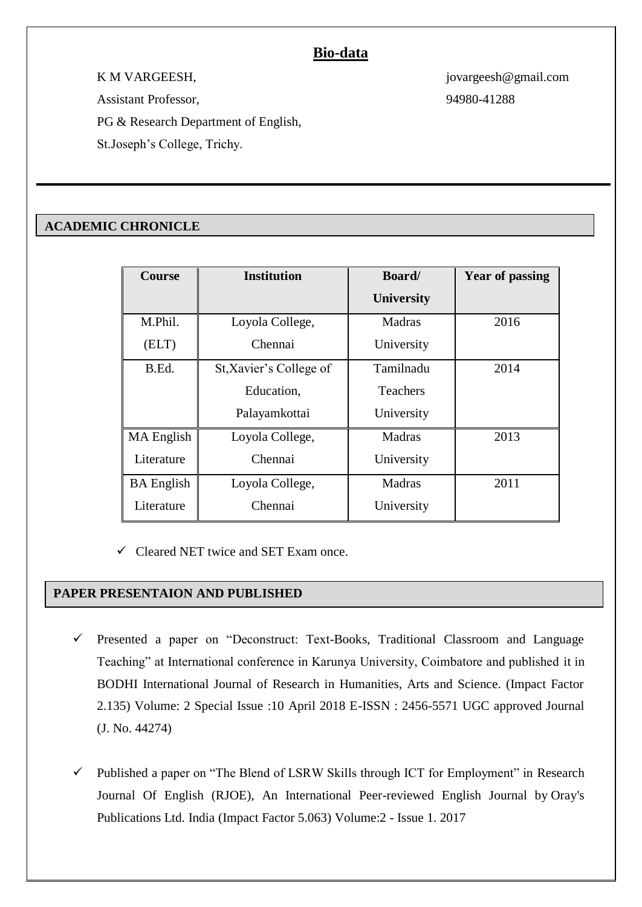# Bio-data

K M VARGEESH,
Assistant Professor,
PG & Research Department of English,
St.Joseph's College, Trichy.

jovargeesh@gmail.com
94980-41288

---

## ACADEMIC CHRONICLE

| Course | Institution | Board/ University | Year of passing |
|---|---|---|---|
| M.Phil. (ELT) | Loyola College, Chennai | Madras University | 2016 |
| B.Ed. | St,Xavier's College of Education, Palayamkottai | Tamilnadu Teachers University | 2014 |
| MA English Literature | Loyola College, Chennai | Madras University | 2013 |
| BA English Literature | Loyola College, Chennai | Madras University | 2011 |

- ✓ Cleared NET twice and SET Exam once.

## PAPER PRESENTAION AND PUBLISHED

- ✓ Presented a paper on "Deconstruct: Text-Books, Traditional Classroom and Language Teaching" at International conference in Karunya University, Coimbatore and published it in BODHI International Journal of Research in Humanities, Arts and Science. (Impact Factor 2.135) Volume: 2 Special Issue :10 April 2018 E-ISSN : 2456-5571 UGC approved Journal (J. No. 44274)

- ✓ Published a paper on "The Blend of LSRW Skills through ICT for Employment" in Research Journal Of English (RJOE), An International Peer-reviewed English Journal by Oray's Publications Ltd. India (Impact Factor 5.063) Volume:2 - Issue 1. 2017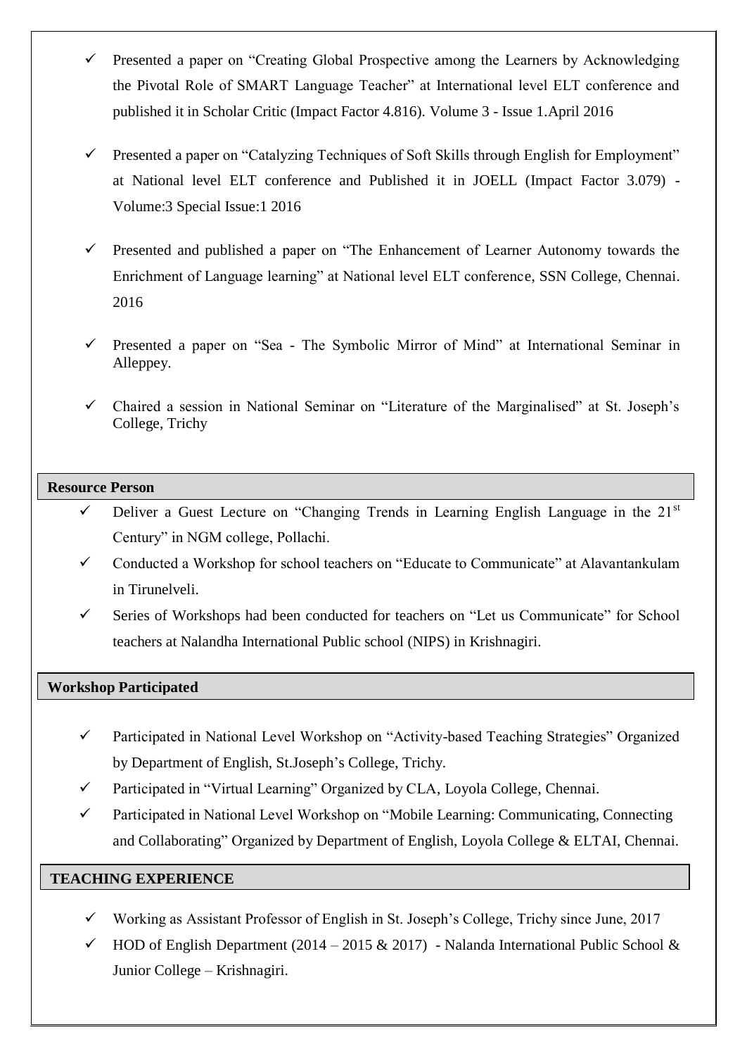- Presented a paper on "Creating Global Prospective among the Learners by Acknowledging the Pivotal Role of SMART Language Teacher" at International level ELT conference and published it in Scholar Critic (Impact Factor 4.816). Volume 3 - Issue 1.April 2016
- Presented a paper on "Catalyzing Techniques of Soft Skills through English for Employment" at National level ELT conference and Published it in JOELL (Impact Factor 3.079) - Volume:3 Special Issue:1 2016
- Presented and published a paper on "The Enhancement of Learner Autonomy towards the Enrichment of Language learning" at National level ELT conference, SSN College, Chennai. 2016
- Presented a paper on "Sea - The Symbolic Mirror of Mind" at International Seminar in Alleppey.
- Chaired a session in National Seminar on "Literature of the Marginalised" at St. Joseph's College, Trichy

## Resource Person

- Deliver a Guest Lecture on "Changing Trends in Learning English Language in the 21st Century" in NGM college, Pollachi.
- Conducted a Workshop for school teachers on "Educate to Communicate" at Alavantankulam in Tirunelveli.
- Series of Workshops had been conducted for teachers on "Let us Communicate" for School teachers at Nalandha International Public school (NIPS) in Krishnagiri.

## Workshop Participated

- Participated in National Level Workshop on "Activity-based Teaching Strategies" Organized by Department of English, St.Joseph's College, Trichy.
- Participated in "Virtual Learning" Organized by CLA, Loyola College, Chennai.
- Participated in National Level Workshop on "Mobile Learning: Communicating, Connecting and Collaborating" Organized by Department of English, Loyola College & ELTAI, Chennai.

## TEACHING EXPERIENCE

- Working as Assistant Professor of English in St. Joseph's College, Trichy since June, 2017
- HOD of English Department (2014 – 2015 & 2017) - Nalanda International Public School & Junior College – Krishnagiri.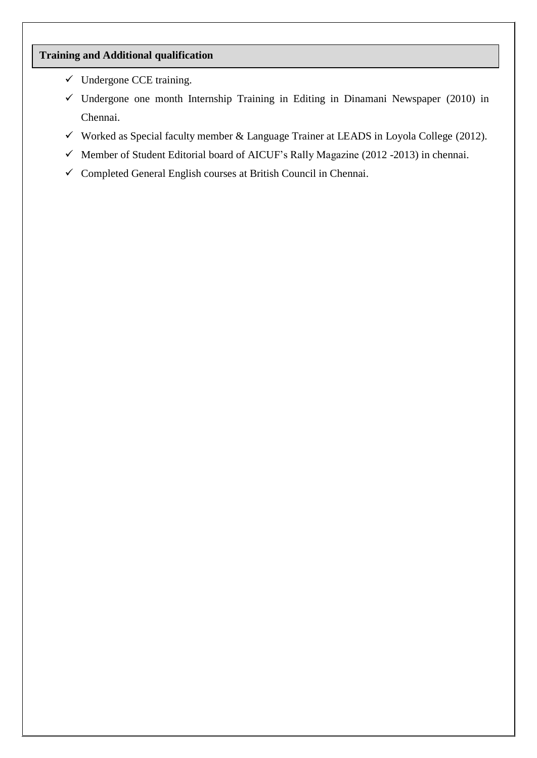## Training and Additional qualification

- ✓ Undergone CCE training.
- ✓ Undergone one month Internship Training in Editing in Dinamani Newspaper (2010) in Chennai.
- ✓ Worked as Special faculty member & Language Trainer at LEADS in Loyola College (2012).
- ✓ Member of Student Editorial board of AICUF's Rally Magazine (2012 -2013) in chennai.
- ✓ Completed General English courses at British Council in Chennai.